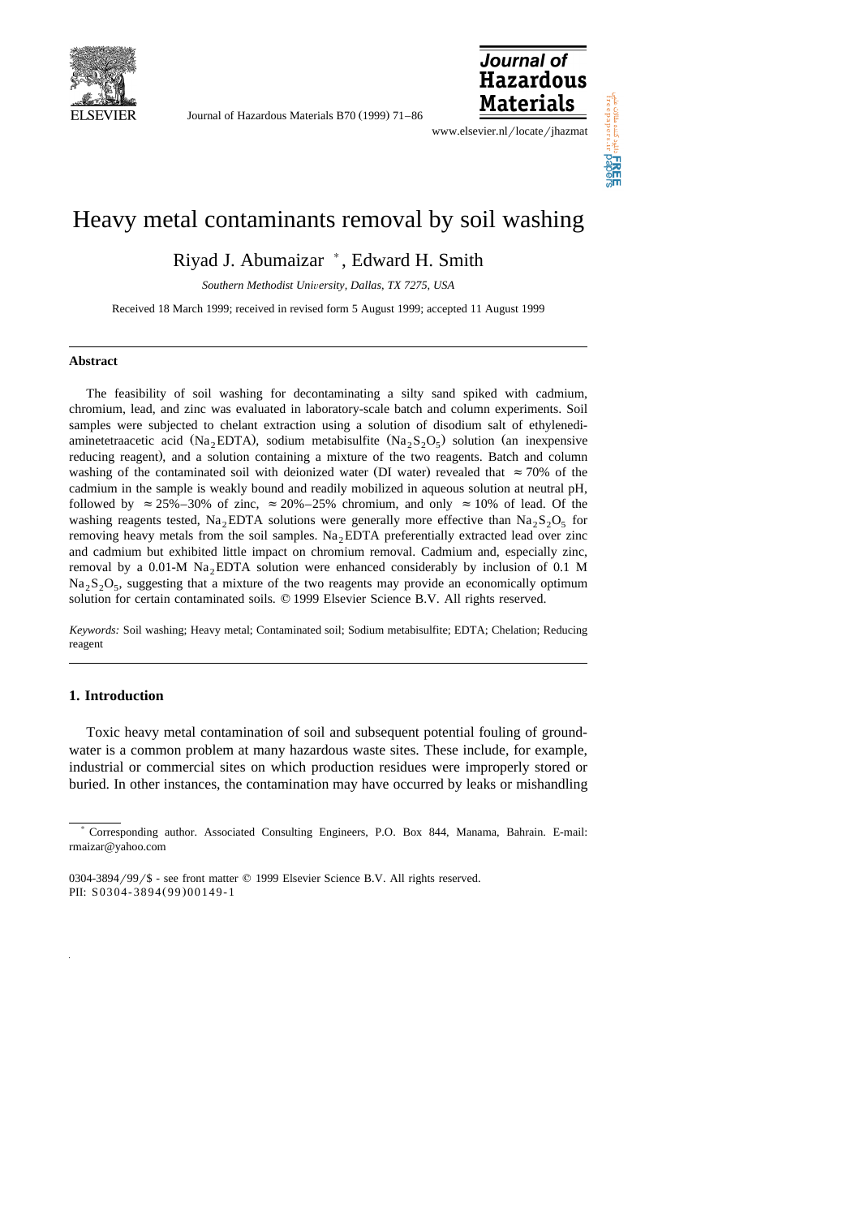# Heavy metal contaminants removal by soil washing

Riyad J. Abumaizar [*], Edward H. Smith

*Southern Methodist University, Dallas, TX 7275, USA*

Received 18 March 1999; received in revised form 5 August 1999; accepted 11 August 1999

## Abstract

The feasibility of soil washing for decontaminating a silty sand spiked with cadmium, chromium, lead, and zinc was evaluated in laboratory-scale batch and column experiments. Soil samples were subjected to chelant extraction using a solution of disodium salt of ethylenediaminetetraacetic acid ($Na_2EDTA$), sodium metabisulfite ($Na_2S_2O_5$) solution (an inexpensive reducing reagent), and a solution containing a mixture of the two reagents. Batch and column washing of the contaminated soil with deionized water (DI water) revealed that ≈ 70% of the cadmium in the sample is weakly bound and readily mobilized in aqueous solution at neutral pH, followed by ≈ 25%–30% of zinc, ≈ 20%–25% chromium, and only ≈ 10% of lead. Of the washing reagents tested, $Na_2EDTA$ solutions were generally more effective than $Na_2S_2O_5$ for removing heavy metals from the soil samples. $Na_2EDTA$ preferentially extracted lead over zinc and cadmium but exhibited little impact on chromium removal. Cadmium and, especially zinc, removal by a 0.01-M $Na_2EDTA$ solution were enhanced considerably by inclusion of 0.1 M $Na_2S_2O_5$, suggesting that a mixture of the two reagents may provide an economically optimum solution for certain contaminated soils. © 1999 Elsevier Science B.V. All rights reserved.

*Keywords:* Soil washing; Heavy metal; Contaminated soil; Sodium metabisulfite; EDTA; Chelation; Reducing reagent

## 1. Introduction

Toxic heavy metal contamination of soil and subsequent potential fouling of groundwater is a common problem at many hazardous waste sites. These include, for example, industrial or commercial sites on which production residues were improperly stored or buried. In other instances, the contamination may have occurred by leaks or mishandling

---

[*] Corresponding author. Associated Consulting Engineers, P.O. Box 844, Manama, Bahrain. E-mail: rmaizar@yahoo.com

0304-3894/99/$ - see front matter © 1999 Elsevier Science B.V. All rights reserved.
PII: S0304-3894(99)00149-1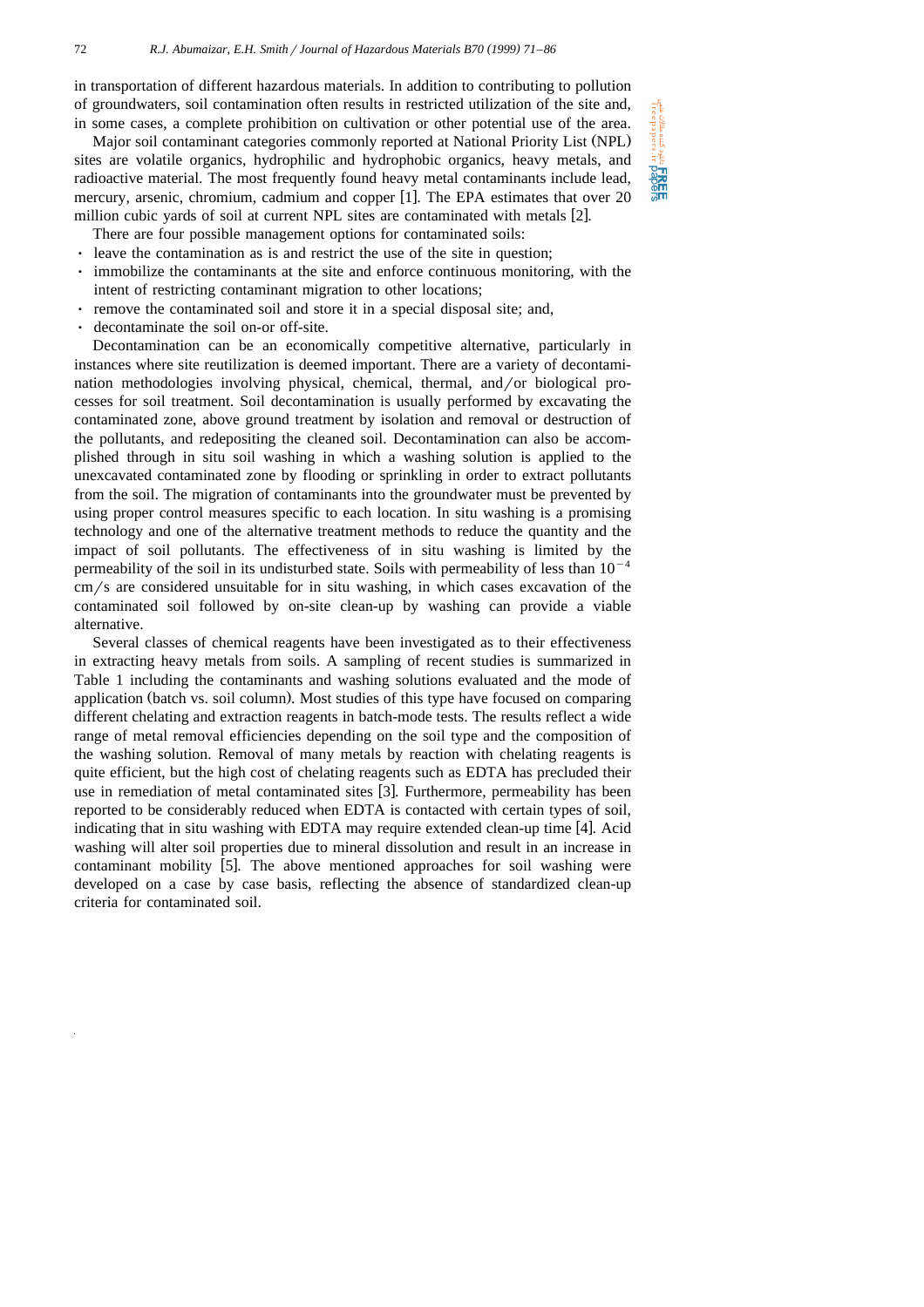in transportation of different hazardous materials. In addition to contributing to pollution of groundwaters, soil contamination often results in restricted utilization of the site and, in some cases, a complete prohibition on cultivation or other potential use of the area.

Major soil contaminant categories commonly reported at National Priority List (NPL) sites are volatile organics, hydrophilic and hydrophobic organics, heavy metals, and radioactive material. The most frequently found heavy metal contaminants include lead, mercury, arsenic, chromium, cadmium and copper [1]. The EPA estimates that over 20 million cubic yards of soil at current NPL sites are contaminated with metals [2].

There are four possible management options for contaminated soils:

- leave the contamination as is and restrict the use of the site in question;
- immobilize the contaminants at the site and enforce continuous monitoring, with the intent of restricting contaminant migration to other locations;
- remove the contaminated soil and store it in a special disposal site; and,
- decontaminate the soil on-or off-site.

Decontamination can be an economically competitive alternative, particularly in instances where site reutilization is deemed important. There are a variety of decontamination methodologies involving physical, chemical, thermal, and/or biological processes for soil treatment. Soil decontamination is usually performed by excavating the contaminated zone, above ground treatment by isolation and removal or destruction of the pollutants, and redepositing the cleaned soil. Decontamination can also be accomplished through in situ soil washing in which a washing solution is applied to the unexcavated contaminated zone by flooding or sprinkling in order to extract pollutants from the soil. The migration of contaminants into the groundwater must be prevented by using proper control measures specific to each location. In situ washing is a promising technology and one of the alternative treatment methods to reduce the quantity and the impact of soil pollutants. The effectiveness of in situ washing is limited by the permeability of the soil in its undisturbed state. Soils with permeability of less than $10^{-4}$ cm/s are considered unsuitable for in situ washing, in which cases excavation of the contaminated soil followed by on-site clean-up by washing can provide a viable alternative.

Several classes of chemical reagents have been investigated as to their effectiveness in extracting heavy metals from soils. A sampling of recent studies is summarized in Table 1 including the contaminants and washing solutions evaluated and the mode of application (batch vs. soil column). Most studies of this type have focused on comparing different chelating and extraction reagents in batch-mode tests. The results reflect a wide range of metal removal efficiencies depending on the soil type and the composition of the washing solution. Removal of many metals by reaction with chelating reagents is quite efficient, but the high cost of chelating reagents such as EDTA has precluded their use in remediation of metal contaminated sites [3]. Furthermore, permeability has been reported to be considerably reduced when EDTA is contacted with certain types of soil, indicating that in situ washing with EDTA may require extended clean-up time [4]. Acid washing will alter soil properties due to mineral dissolution and result in an increase in contaminant mobility [5]. The above mentioned approaches for soil washing were developed on a case by case basis, reflecting the absence of standardized clean-up criteria for contaminated soil.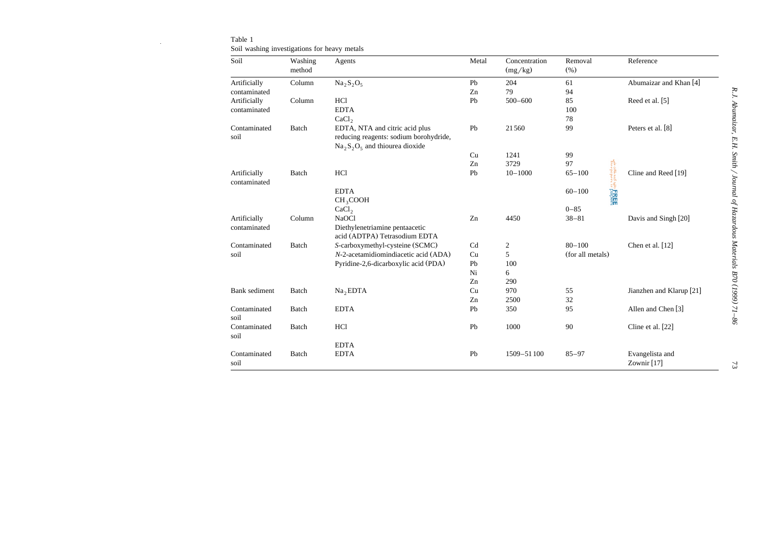Table 1
Soil washing investigations for heavy metals

| Soil | Washing method | Agents | Metal | Concentration (mg/kg) | Removal (%) | Reference |
|---|---|---|---|---|---|---|
| Artificially contaminated | Column | $Na_2S_2O_5$ | Pb | 204 | 61 | Abumaizar and Khan [4] |
| | | | Zn | 79 | 94 | |
| Artificially contaminated | Column | HCl | Pb | 500–600 | 85 | Reed et al. [5] |
| | | EDTA | | | 100 | |
| | | $CaCl_2$ | | | 78 | |
| Contaminated soil | Batch | EDTA, NTA and citric acid plus reducing reagents: sodium borohydride, $Na_2S_2O_5$ and thiourea dioxide | Pb | 21560 | 99 | Peters et al. [8] |
| | | | Cu | 1241 | 99 | |
| | | | Zn | 3729 | 97 | |
| Artificially contaminated | Batch | HCl | Pb | 10–1000 | 65–100 | Cline and Reed [19] |
| | | EDTA | | | 60–100 | |
| | | $CH_3COOH$ | | | | |
| | | $CaCl_2$ | | | 0–85 | |
| Artificially contaminated | Column | NaOCl | Zn | 4450 | 38–81 | Davis and Singh [20] |
| | | Diethylenetriamine pentaacetic acid (ADTPA) Tetrasodium EDTA | | | | |
| Contaminated soil | Batch | *S*-carboxymethyl-cysteine (SCMC) | Cd | 2 | 80–100 | Chen et al. [12] |
| | | *N*-2-acetamidiomindiacetic acid (ADA) | Cu | 5 | (for all metals) | |
| | | Pyridine-2,6-dicarboxylic acid (PDA) | Pb | 100 | | |
| | | | Ni | 6 | | |
| | | | Zn | 290 | | |
| Bank sediment | Batch | $Na_2EDTA$ | Cu | 970 | 55 | Jianzhen and Klarup [21] |
| | | | Zn | 2500 | 32 | |
| Contaminated soil | Batch | EDTA | Pb | 350 | 95 | Allen and Chen [3] |
| Contaminated soil | Batch | HCl | Pb | 1000 | 90 | Cline et al. [22] |
| | | EDTA | | | | |
| Contaminated soil | Batch | EDTA | Pb | 1509–51100 | 85–97 | Evangelista and Zownir [17] |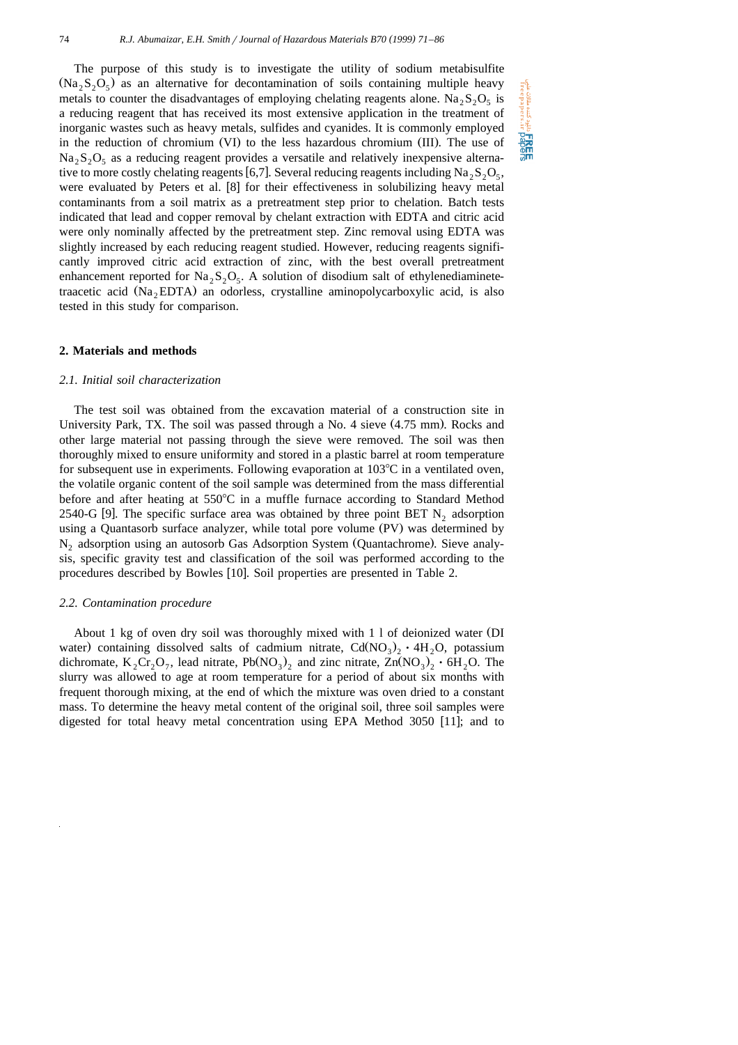The purpose of this study is to investigate the utility of sodium metabisulfite ($Na_2S_2O_5$) as an alternative for decontamination of soils containing multiple heavy metals to counter the disadvantages of employing chelating reagents alone. $Na_2S_2O_5$ is a reducing reagent that has received its most extensive application in the treatment of inorganic wastes such as heavy metals, sulfides and cyanides. It is commonly employed in the reduction of chromium (VI) to the less hazardous chromium (III). The use of $Na_2S_2O_5$ as a reducing reagent provides a versatile and relatively inexpensive alternative to more costly chelating reagents [6,7]. Several reducing reagents including $Na_2S_2O_5$, were evaluated by Peters et al. [8] for their effectiveness in solubilizing heavy metal contaminants from a soil matrix as a pretreatment step prior to chelation. Batch tests indicated that lead and copper removal by chelant extraction with EDTA and citric acid were only nominally affected by the pretreatment step. Zinc removal using EDTA was slightly increased by each reducing reagent studied. However, reducing reagents significantly improved citric acid extraction of zinc, with the best overall pretreatment enhancement reported for $Na_2S_2O_5$. A solution of disodium salt of ethylenediaminetetraacetic acid ($Na_2EDTA$) an odorless, crystalline aminopolycarboxylic acid, is also tested in this study for comparison.

## 2. Materials and methods

### 2.1. Initial soil characterization

The test soil was obtained from the excavation material of a construction site in University Park, TX. The soil was passed through a No. 4 sieve (4.75 mm). Rocks and other large material not passing through the sieve were removed. The soil was then thoroughly mixed to ensure uniformity and stored in a plastic barrel at room temperature for subsequent use in experiments. Following evaporation at 103°C in a ventilated oven, the volatile organic content of the soil sample was determined from the mass differential before and after heating at 550°C in a muffle furnace according to Standard Method 2540-G [9]. The specific surface area was obtained by three point BET $N_2$ adsorption using a Quantasorb surface analyzer, while total pore volume (PV) was determined by $N_2$ adsorption using an autosorb Gas Adsorption System (Quantachrome). Sieve analysis, specific gravity test and classification of the soil was performed according to the procedures described by Bowles [10]. Soil properties are presented in Table 2.

### 2.2. Contamination procedure

About 1 kg of oven dry soil was thoroughly mixed with 1 l of deionized water (DI water) containing dissolved salts of cadmium nitrate, $Cd(NO_3)_2 \cdot 4H_2O$, potassium dichromate, $K_2Cr_2O_7$, lead nitrate, $Pb(NO_3)_2$ and zinc nitrate, $Zn(NO_3)_2 \cdot 6H_2O$. The slurry was allowed to age at room temperature for a period of about six months with frequent thorough mixing, at the end of which the mixture was oven dried to a constant mass. To determine the heavy metal content of the original soil, three soil samples were digested for total heavy metal concentration using EPA Method 3050 [11]; and to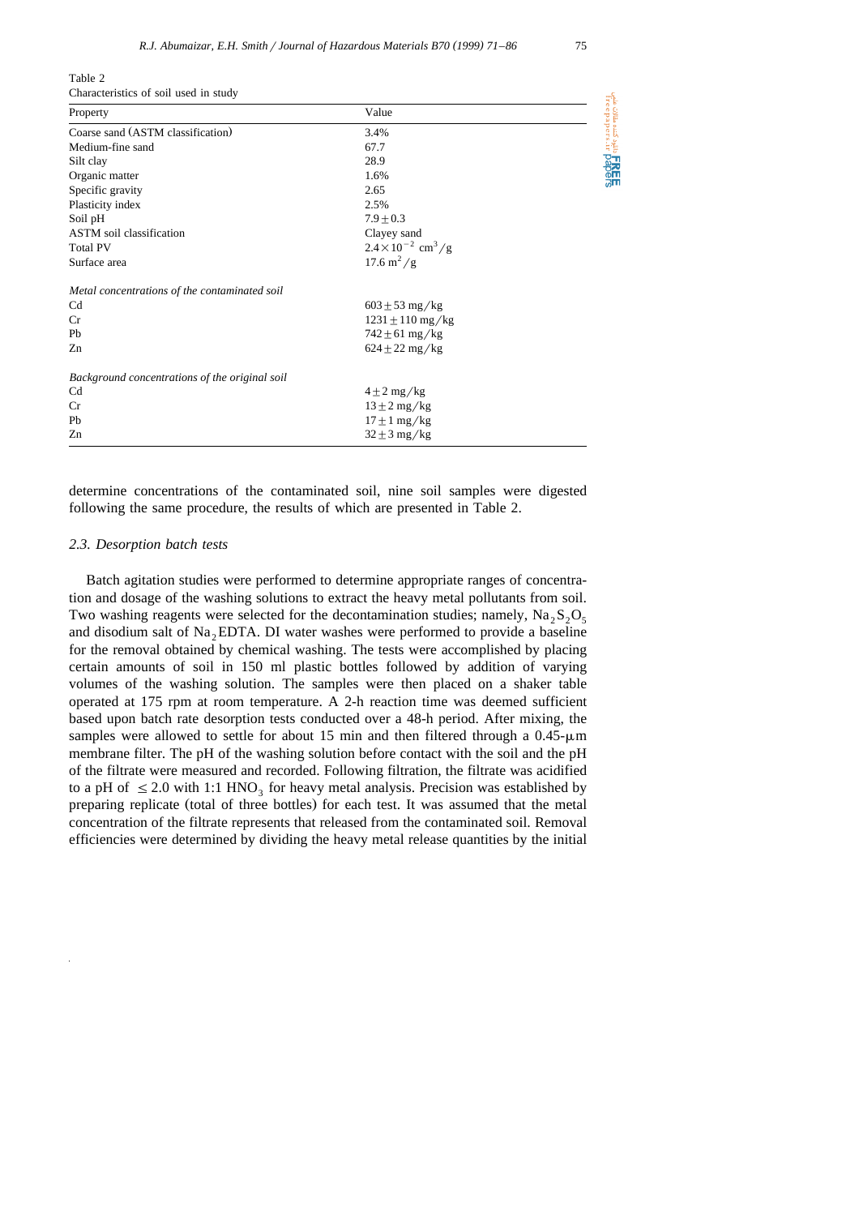Table 2
Characteristics of soil used in study

| Property | Value |
|---|---|
| Coarse sand (ASTM classification) | 3.4% |
| Medium-fine sand | 67.7 |
| Silt clay | 28.9 |
| Organic matter | 1.6% |
| Specific gravity | 2.65 |
| Plasticity index | 2.5% |
| Soil pH | $7.9 \pm 0.3$ |
| ASTM soil classification | Clayey sand |
| Total PV | $2.4 \times 10^{-2}$ $cm^3/g$ |
| Surface area | 17.6 $m^2/g$ |
| *Metal concentrations of the contaminated soil* | |
| Cd | $603 \pm 53$ mg/kg |
| Cr | $1231 \pm 110$ mg/kg |
| Pb | $742 \pm 61$ mg/kg |
| Zn | $624 \pm 22$ mg/kg |
| *Background concentrations of the original soil* | |
| Cd | $4 \pm 2$ mg/kg |
| Cr | $13 \pm 2$ mg/kg |
| Pb | $17 \pm 1$ mg/kg |
| Zn | $32 \pm 3$ mg/kg |

determine concentrations of the contaminated soil, nine soil samples were digested following the same procedure, the results of which are presented in Table 2.

### 2.3. Desorption batch tests

Batch agitation studies were performed to determine appropriate ranges of concentration and dosage of the washing solutions to extract the heavy metal pollutants from soil. Two washing reagents were selected for the decontamination studies; namely, $Na_2S_2O_5$ and disodium salt of $Na_2EDTA$. DI water washes were performed to provide a baseline for the removal obtained by chemical washing. The tests were accomplished by placing certain amounts of soil in 150 ml plastic bottles followed by addition of varying volumes of the washing solution. The samples were then placed on a shaker table operated at 175 rpm at room temperature. A 2-h reaction time was deemed sufficient based upon batch rate desorption tests conducted over a 48-h period. After mixing, the samples were allowed to settle for about 15 min and then filtered through a 0.45-μm membrane filter. The pH of the washing solution before contact with the soil and the pH of the filtrate were measured and recorded. Following filtration, the filtrate was acidified to a pH of $\leq 2.0$ with 1:1 $HNO_3$ for heavy metal analysis. Precision was established by preparing replicate (total of three bottles) for each test. It was assumed that the metal concentration of the filtrate represents that released from the contaminated soil. Removal efficiencies were determined by dividing the heavy metal release quantities by the initial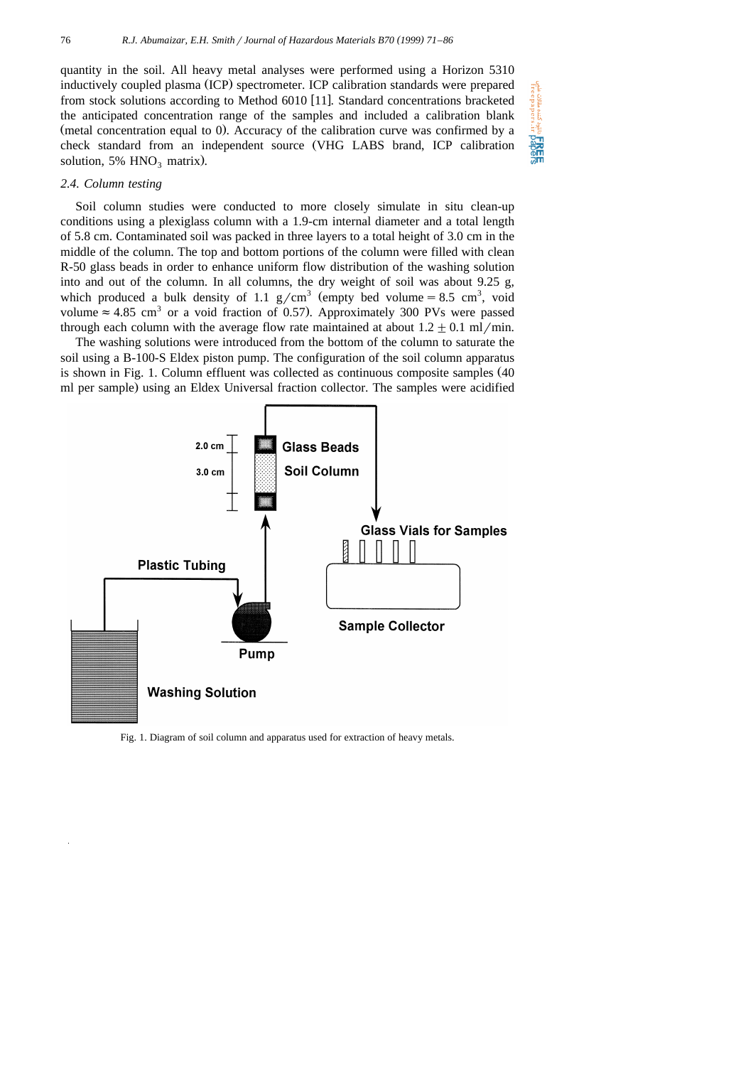quantity in the soil. All heavy metal analyses were performed using a Horizon 5310 inductively coupled plasma (ICP) spectrometer. ICP calibration standards were prepared from stock solutions according to Method 6010 [11]. Standard concentrations bracketed the anticipated concentration range of the samples and included a calibration blank (metal concentration equal to 0). Accuracy of the calibration curve was confirmed by a check standard from an independent source (VHG LABS brand, ICP calibration solution, 5% $HNO_3$ matrix).

### 2.4. Column testing

Soil column studies were conducted to more closely simulate in situ clean-up conditions using a plexiglass column with a 1.9-cm internal diameter and a total length of 5.8 cm. Contaminated soil was packed in three layers to a total height of 3.0 cm in the middle of the column. The top and bottom portions of the column were filled with clean R-50 glass beads in order to enhance uniform flow distribution of the washing solution into and out of the column. In all columns, the dry weight of soil was about 9.25 g, which produced a bulk density of 1.1 g/cm$^3$ (empty bed volume = 8.5 cm$^3$, void volume ≈ 4.85 cm$^3$ or a void fraction of 0.57). Approximately 300 PVs were passed through each column with the average flow rate maintained at about $1.2 \pm 0.1$ ml/min.

The washing solutions were introduced from the bottom of the column to saturate the soil using a B-100-S Eldex piston pump. The configuration of the soil column apparatus is shown in Fig. 1. Column effluent was collected as continuous composite samples (40 ml per sample) using an Eldex Universal fraction collector. The samples were acidified

Fig. 1. Diagram of soil column and apparatus used for extraction of heavy metals.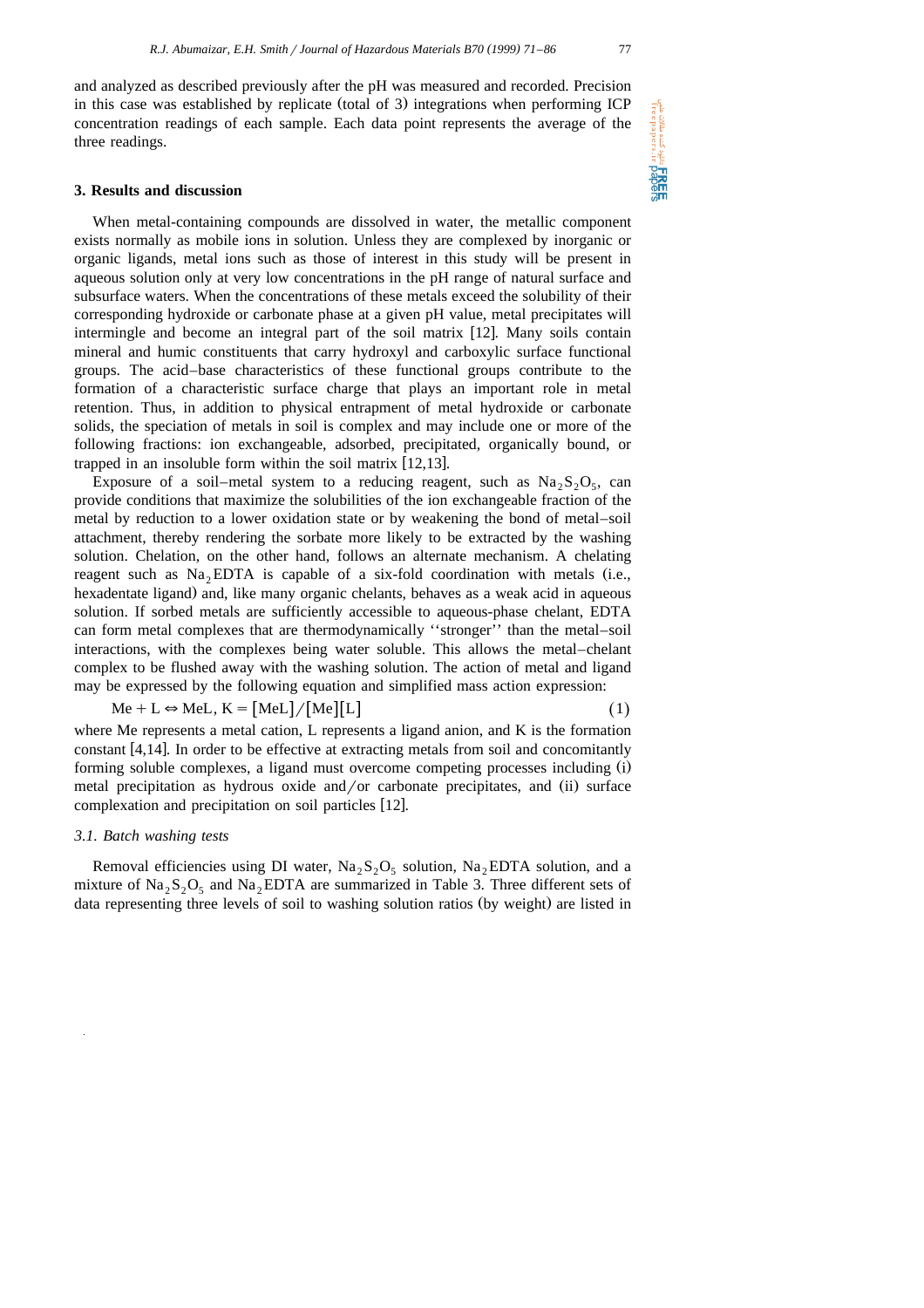and analyzed as described previously after the pH was measured and recorded. Precision in this case was established by replicate (total of 3) integrations when performing ICP concentration readings of each sample. Each data point represents the average of the three readings.

## 3. Results and discussion

When metal-containing compounds are dissolved in water, the metallic component exists normally as mobile ions in solution. Unless they are complexed by inorganic or organic ligands, metal ions such as those of interest in this study will be present in aqueous solution only at very low concentrations in the pH range of natural surface and subsurface waters. When the concentrations of these metals exceed the solubility of their corresponding hydroxide or carbonate phase at a given pH value, metal precipitates will intermingle and become an integral part of the soil matrix [12]. Many soils contain mineral and humic constituents that carry hydroxyl and carboxylic surface functional groups. The acid–base characteristics of these functional groups contribute to the formation of a characteristic surface charge that plays an important role in metal retention. Thus, in addition to physical entrapment of metal hydroxide or carbonate solids, the speciation of metals in soil is complex and may include one or more of the following fractions: ion exchangeable, adsorbed, precipitated, organically bound, or trapped in an insoluble form within the soil matrix [12,13].

Exposure of a soil–metal system to a reducing reagent, such as $Na_2S_2O_5$, can provide conditions that maximize the solubilities of the ion exchangeable fraction of the metal by reduction to a lower oxidation state or by weakening the bond of metal–soil attachment, thereby rendering the sorbate more likely to be extracted by the washing solution. Chelation, on the other hand, follows an alternate mechanism. A chelating reagent such as $Na_2EDTA$ is capable of a six-fold coordination with metals (i.e., hexadentate ligand) and, like many organic chelants, behaves as a weak acid in aqueous solution. If sorbed metals are sufficiently accessible to aqueous-phase chelant, EDTA can form metal complexes that are thermodynamically ''stronger'' than the metal–soil interactions, with the complexes being water soluble. This allows the metal–chelant complex to be flushed away with the washing solution. The action of metal and ligand may be expressed by the following equation and simplified mass action expression:

$$\mathrm{Me} + \mathrm{L} \Leftrightarrow \mathrm{MeL}, \; \mathrm{K} = [\mathrm{MeL}]/[\mathrm{Me}][\mathrm{L}] \tag{1}$$

where Me represents a metal cation, L represents a ligand anion, and K is the formation constant [4,14]. In order to be effective at extracting metals from soil and concomitantly forming soluble complexes, a ligand must overcome competing processes including (i) metal precipitation as hydrous oxide and/or carbonate precipitates, and (ii) surface complexation and precipitation on soil particles [12].

### *3.1. Batch washing tests*

Removal efficiencies using DI water, $Na_2S_2O_5$ solution, $Na_2EDTA$ solution, and a mixture of $Na_2S_2O_5$ and $Na_2EDTA$ are summarized in Table 3. Three different sets of data representing three levels of soil to washing solution ratios (by weight) are listed in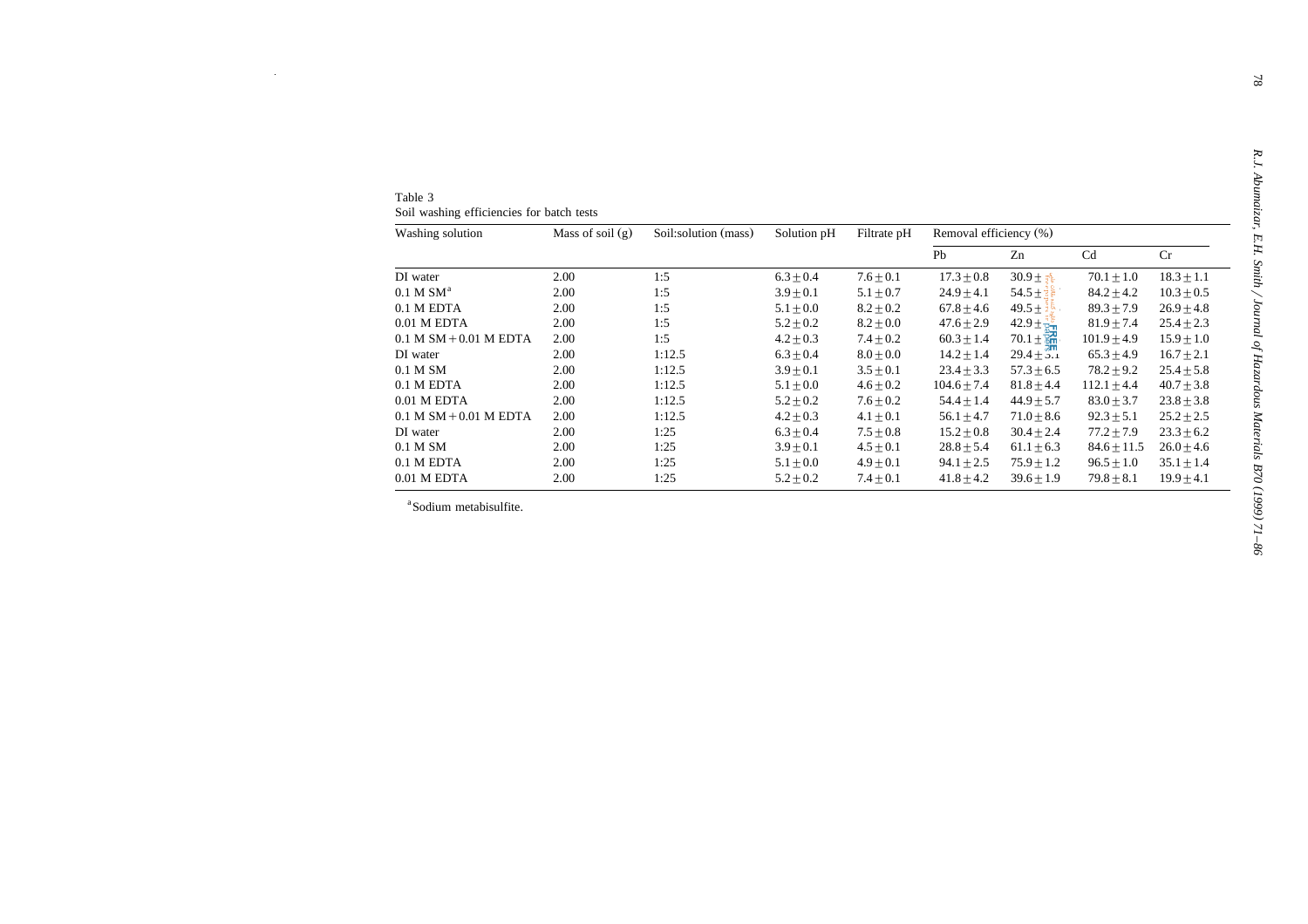Table 3
Soil washing efficiencies for batch tests

| Washing solution | Mass of soil (g) | Soil:solution (mass) | Solution pH | Filtrate pH | Removal efficiency (%) | | | |
|---|---|---|---|---|---|---|---|---|
| | | | | | Pb | Zn | Cd | Cr |
| DI water | 2.00 | 1:5 | 6.3 ± 0.4 | 7.6 ± 0.1 | 17.3 ± 0.8 | 30.9 ± | 70.1 ± 1.0 | 18.3 ± 1.1 |
| 0.1 M SM[a] | 2.00 | 1:5 | 3.9 ± 0.1 | 5.1 ± 0.7 | 24.9 ± 4.1 | 54.5 ± | 84.2 ± 4.2 | 10.3 ± 0.5 |
| 0.1 M EDTA | 2.00 | 1:5 | 5.1 ± 0.0 | 8.2 ± 0.2 | 67.8 ± 4.6 | 49.5 ± | 89.3 ± 7.9 | 26.9 ± 4.8 |
| 0.01 M EDTA | 2.00 | 1:5 | 5.2 ± 0.2 | 8.2 ± 0.0 | 47.6 ± 2.9 | 42.9 ± | 81.9 ± 7.4 | 25.4 ± 2.3 |
| 0.1 M SM + 0.01 M EDTA | 2.00 | 1:5 | 4.2 ± 0.3 | 7.4 ± 0.2 | 60.3 ± 1.4 | 70.1 ± | 101.9 ± 4.9 | 15.9 ± 1.0 |
| DI water | 2.00 | 1:12.5 | 6.3 ± 0.4 | 8.0 ± 0.0 | 14.2 ± 1.4 | 29.4 ± 3.1 | 65.3 ± 4.9 | 16.7 ± 2.1 |
| 0.1 M SM | 2.00 | 1:12.5 | 3.9 ± 0.1 | 3.5 ± 0.1 | 23.4 ± 3.3 | 57.3 ± 6.5 | 78.2 ± 9.2 | 25.4 ± 5.8 |
| 0.1 M EDTA | 2.00 | 1:12.5 | 5.1 ± 0.0 | 4.6 ± 0.2 | 104.6 ± 7.4 | 81.8 ± 4.4 | 112.1 ± 4.4 | 40.7 ± 3.8 |
| 0.01 M EDTA | 2.00 | 1:12.5 | 5.2 ± 0.2 | 7.6 ± 0.2 | 54.4 ± 1.4 | 44.9 ± 5.7 | 83.0 ± 3.7 | 23.8 ± 3.8 |
| 0.1 M SM + 0.01 M EDTA | 2.00 | 1:12.5 | 4.2 ± 0.3 | 4.1 ± 0.1 | 56.1 ± 4.7 | 71.0 ± 8.6 | 92.3 ± 5.1 | 25.2 ± 2.5 |
| DI water | 2.00 | 1:25 | 6.3 ± 0.4 | 7.5 ± 0.8 | 15.2 ± 0.8 | 30.4 ± 2.4 | 77.2 ± 7.9 | 23.3 ± 6.2 |
| 0.1 M SM | 2.00 | 1:25 | 3.9 ± 0.1 | 4.5 ± 0.1 | 28.8 ± 5.4 | 61.1 ± 6.3 | 84.6 ± 11.5 | 26.0 ± 4.6 |
| 0.1 M EDTA | 2.00 | 1:25 | 5.1 ± 0.0 | 4.9 ± 0.1 | 94.1 ± 2.5 | 75.9 ± 1.2 | 96.5 ± 1.0 | 35.1 ± 1.4 |
| 0.01 M EDTA | 2.00 | 1:25 | 5.2 ± 0.2 | 7.4 ± 0.1 | 41.8 ± 4.2 | 39.6 ± 1.9 | 79.8 ± 8.1 | 19.9 ± 4.1 |

[a] Sodium metabisulfite.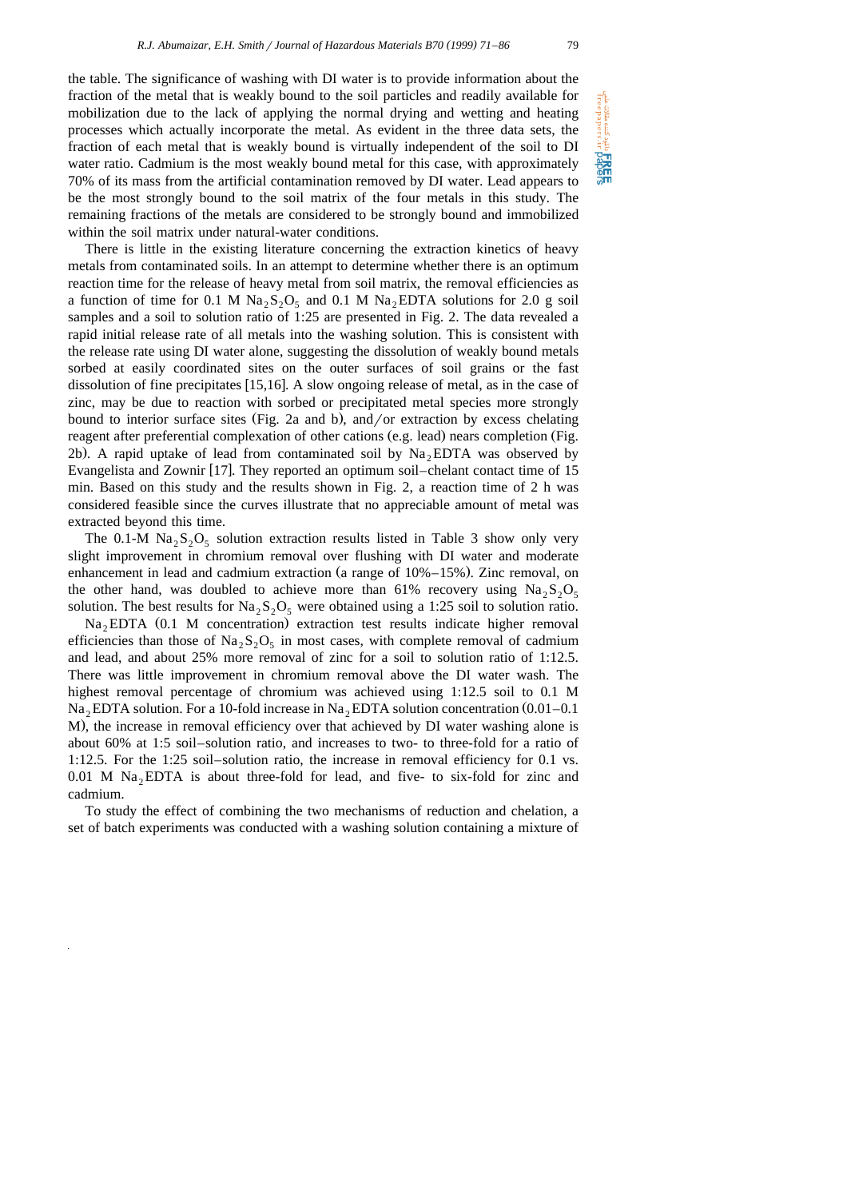the table. The significance of washing with DI water is to provide information about the fraction of the metal that is weakly bound to the soil particles and readily available for mobilization due to the lack of applying the normal drying and wetting and heating processes which actually incorporate the metal. As evident in the three data sets, the fraction of each metal that is weakly bound is virtually independent of the soil to DI water ratio. Cadmium is the most weakly bound metal for this case, with approximately 70% of its mass from the artificial contamination removed by DI water. Lead appears to be the most strongly bound to the soil matrix of the four metals in this study. The remaining fractions of the metals are considered to be strongly bound and immobilized within the soil matrix under natural-water conditions.

There is little in the existing literature concerning the extraction kinetics of heavy metals from contaminated soils. In an attempt to determine whether there is an optimum reaction time for the release of heavy metal from soil matrix, the removal efficiencies as a function of time for 0.1 M $Na_2S_2O_5$ and 0.1 M $Na_2EDTA$ solutions for 2.0 g soil samples and a soil to solution ratio of 1:25 are presented in Fig. 2. The data revealed a rapid initial release rate of all metals into the washing solution. This is consistent with the release rate using DI water alone, suggesting the dissolution of weakly bound metals sorbed at easily coordinated sites on the outer surfaces of soil grains or the fast dissolution of fine precipitates [15,16]. A slow ongoing release of metal, as in the case of zinc, may be due to reaction with sorbed or precipitated metal species more strongly bound to interior surface sites (Fig. 2a and b), and/or extraction by excess chelating reagent after preferential complexation of other cations (e.g. lead) nears completion (Fig. 2b). A rapid uptake of lead from contaminated soil by $Na_2EDTA$ was observed by Evangelista and Zownir [17]. They reported an optimum soil–chelant contact time of 15 min. Based on this study and the results shown in Fig. 2, a reaction time of 2 h was considered feasible since the curves illustrate that no appreciable amount of metal was extracted beyond this time.

The 0.1-M $Na_2S_2O_5$ solution extraction results listed in Table 3 show only very slight improvement in chromium removal over flushing with DI water and moderate enhancement in lead and cadmium extraction (a range of 10%–15%). Zinc removal, on the other hand, was doubled to achieve more than 61% recovery using $Na_2S_2O_5$ solution. The best results for $Na_2S_2O_5$ were obtained using a 1:25 soil to solution ratio.

$Na_2EDTA$ (0.1 M concentration) extraction test results indicate higher removal efficiencies than those of $Na_2S_2O_5$ in most cases, with complete removal of cadmium and lead, and about 25% more removal of zinc for a soil to solution ratio of 1:12.5. There was little improvement in chromium removal above the DI water wash. The highest removal percentage of chromium was achieved using 1:12.5 soil to 0.1 M $Na_2EDTA$ solution. For a 10-fold increase in $Na_2EDTA$ solution concentration (0.01–0.1 M), the increase in removal efficiency over that achieved by DI water washing alone is about 60% at 1:5 soil–solution ratio, and increases to two- to three-fold for a ratio of 1:12.5. For the 1:25 soil–solution ratio, the increase in removal efficiency for 0.1 vs. 0.01 M $Na_2EDTA$ is about three-fold for lead, and five- to six-fold for zinc and cadmium.

To study the effect of combining the two mechanisms of reduction and chelation, a set of batch experiments was conducted with a washing solution containing a mixture of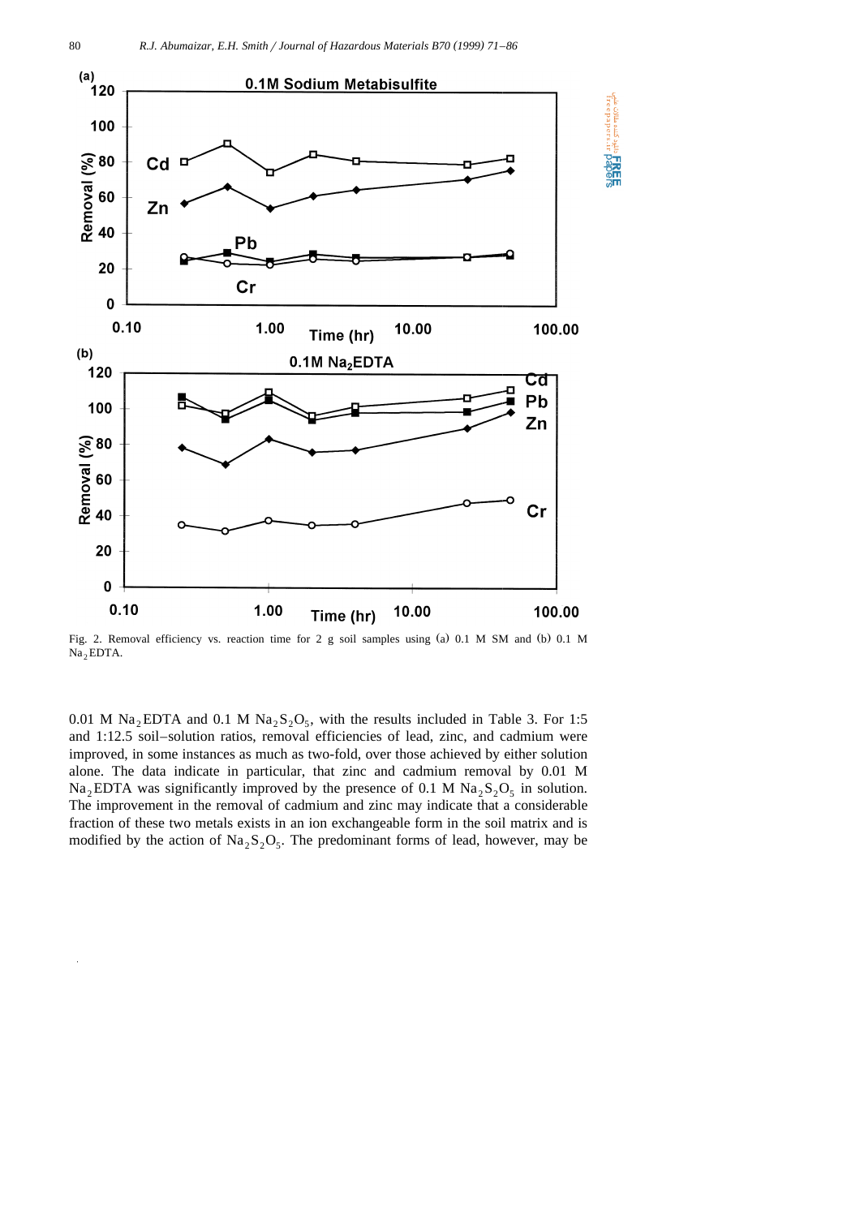Fig. 2. Removal efficiency vs. reaction time for 2 g soil samples using (a) 0.1 M SM and (b) 0.1 M $Na_2EDTA$.

0.01 M $Na_2EDTA$ and 0.1 M $Na_2S_2O_5$, with the results included in Table 3. For 1:5 and 1:12.5 soil–solution ratios, removal efficiencies of lead, zinc, and cadmium were improved, in some instances as much as two-fold, over those achieved by either solution alone. The data indicate in particular, that zinc and cadmium removal by 0.01 M $Na_2EDTA$ was significantly improved by the presence of 0.1 M $Na_2S_2O_5$ in solution. The improvement in the removal of cadmium and zinc may indicate that a considerable fraction of these two metals exists in an ion exchangeable form in the soil matrix and is modified by the action of $Na_2S_2O_5$. The predominant forms of lead, however, may be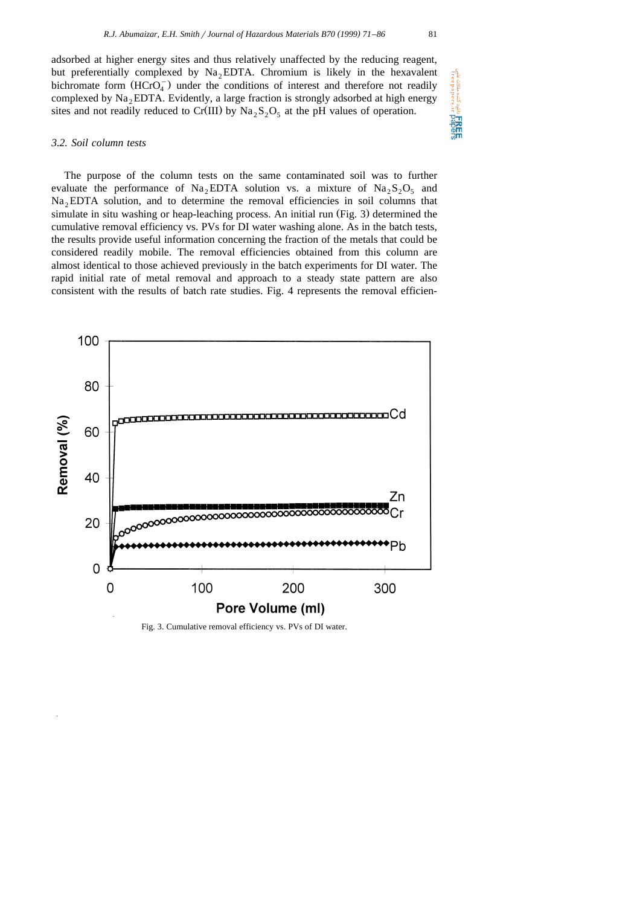adsorbed at higher energy sites and thus relatively unaffected by the reducing reagent, but preferentially complexed by $Na_2EDTA$. Chromium is likely in the hexavalent bichromate form $(HCrO_4^-)$ under the conditions of interest and therefore not readily complexed by $Na_2EDTA$. Evidently, a large fraction is strongly adsorbed at high energy sites and not readily reduced to Cr(III) by $Na_2S_2O_5$ at the pH values of operation.

### 3.2. Soil column tests

The purpose of the column tests on the same contaminated soil was to further evaluate the performance of $Na_2EDTA$ solution vs. a mixture of $Na_2S_2O_5$ and $Na_2EDTA$ solution, and to determine the removal efficiencies in soil columns that simulate in situ washing or heap-leaching process. An initial run (Fig. 3) determined the cumulative removal efficiency vs. PVs for DI water washing alone. As in the batch tests, the results provide useful information concerning the fraction of the metals that could be considered readily mobile. The removal efficiencies obtained from this column are almost identical to those achieved previously in the batch experiments for DI water. The rapid initial rate of metal removal and approach to a steady state pattern are also consistent with the results of batch rate studies. Fig. 4 represents the removal efficien-

Fig. 3. Cumulative removal efficiency vs. PVs of DI water.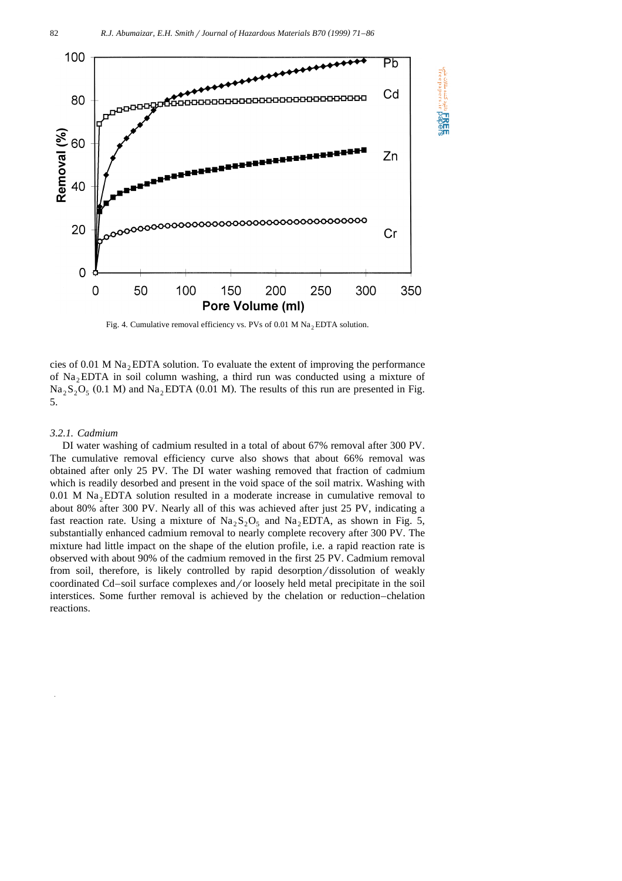Fig. 4. Cumulative removal efficiency vs. PVs of 0.01 M $Na_2EDTA$ solution.

cies of 0.01 M $Na_2EDTA$ solution. To evaluate the extent of improving the performance of $Na_2EDTA$ in soil column washing, a third run was conducted using a mixture of $Na_2S_2O_5$ (0.1 M) and $Na_2EDTA$ (0.01 M). The results of this run are presented in Fig. 5.

### *3.2.1. Cadmium*

DI water washing of cadmium resulted in a total of about 67% removal after 300 PV. The cumulative removal efficiency curve also shows that about 66% removal was obtained after only 25 PV. The DI water washing removed that fraction of cadmium which is readily desorbed and present in the void space of the soil matrix. Washing with 0.01 M $Na_2EDTA$ solution resulted in a moderate increase in cumulative removal to about 80% after 300 PV. Nearly all of this was achieved after just 25 PV, indicating a fast reaction rate. Using a mixture of $Na_2S_2O_5$ and $Na_2EDTA$, as shown in Fig. 5, substantially enhanced cadmium removal to nearly complete recovery after 300 PV. The mixture had little impact on the shape of the elution profile, i.e. a rapid reaction rate is observed with about 90% of the cadmium removed in the first 25 PV. Cadmium removal from soil, therefore, is likely controlled by rapid desorption/dissolution of weakly coordinated Cd–soil surface complexes and/or loosely held metal precipitate in the soil interstices. Some further removal is achieved by the chelation or reduction–chelation reactions.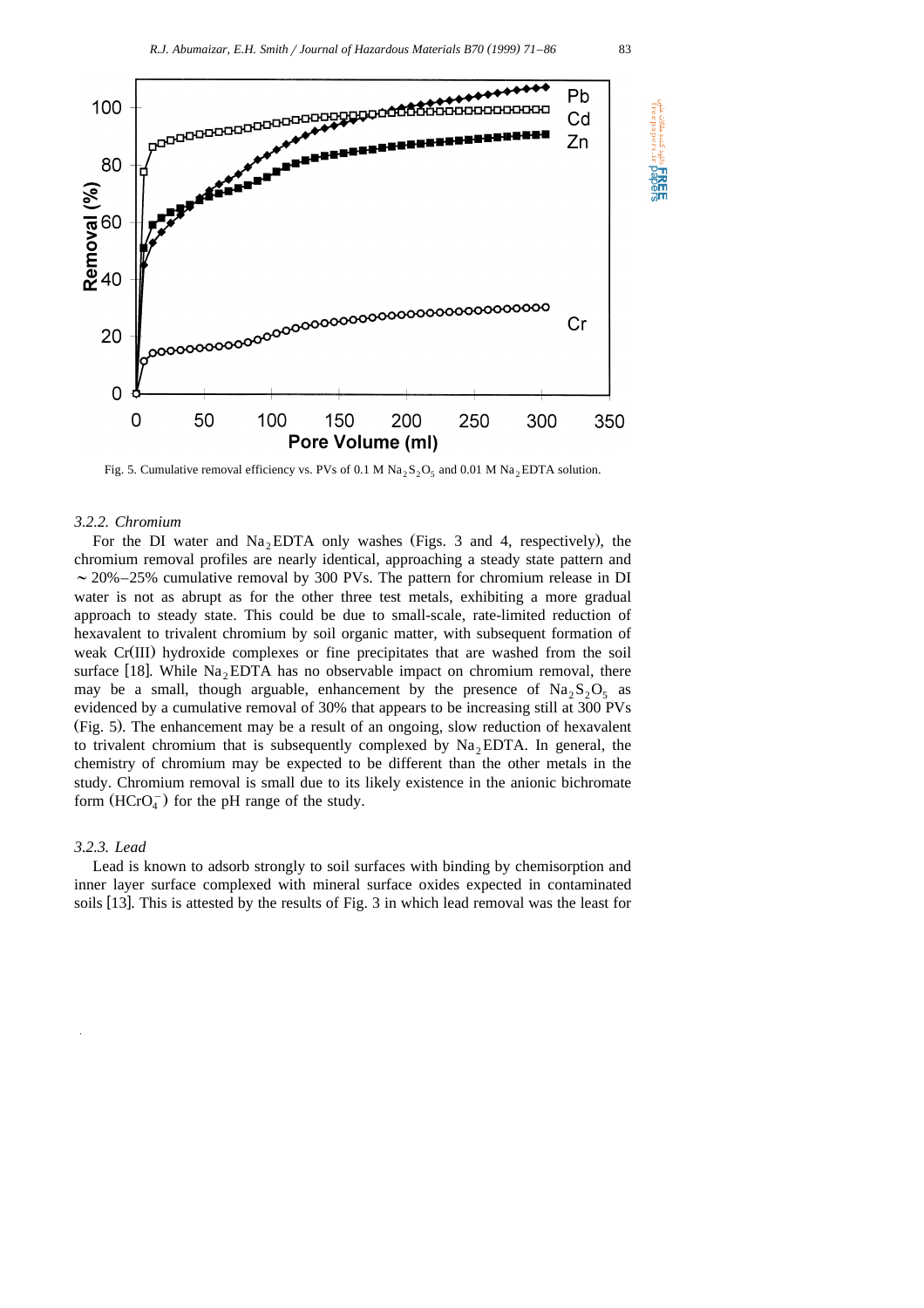Fig. 5. Cumulative removal efficiency vs. PVs of 0.1 M $Na_2S_2O_5$ and 0.01 M $Na_2EDTA$ solution.

### 3.2.2. Chromium

For the DI water and $Na_2EDTA$ only washes (Figs. 3 and 4, respectively), the chromium removal profiles are nearly identical, approaching a steady state pattern and ~ 20%–25% cumulative removal by 300 PVs. The pattern for chromium release in DI water is not as abrupt as for the other three test metals, exhibiting a more gradual approach to steady state. This could be due to small-scale, rate-limited reduction of hexavalent to trivalent chromium by soil organic matter, with subsequent formation of weak Cr(III) hydroxide complexes or fine precipitates that are washed from the soil surface [18]. While $Na_2EDTA$ has no observable impact on chromium removal, there may be a small, though arguable, enhancement by the presence of $Na_2S_2O_5$ as evidenced by a cumulative removal of 30% that appears to be increasing still at 300 PVs (Fig. 5). The enhancement may be a result of an ongoing, slow reduction of hexavalent to trivalent chromium that is subsequently complexed by $Na_2EDTA$. In general, the chemistry of chromium may be expected to be different than the other metals in the study. Chromium removal is small due to its likely existence in the anionic bichromate form ($HCrO_4^-$) for the pH range of the study.

### 3.2.3. Lead

Lead is known to adsorb strongly to soil surfaces with binding by chemisorption and inner layer surface complexed with mineral surface oxides expected in contaminated soils [13]. This is attested by the results of Fig. 3 in which lead removal was the least for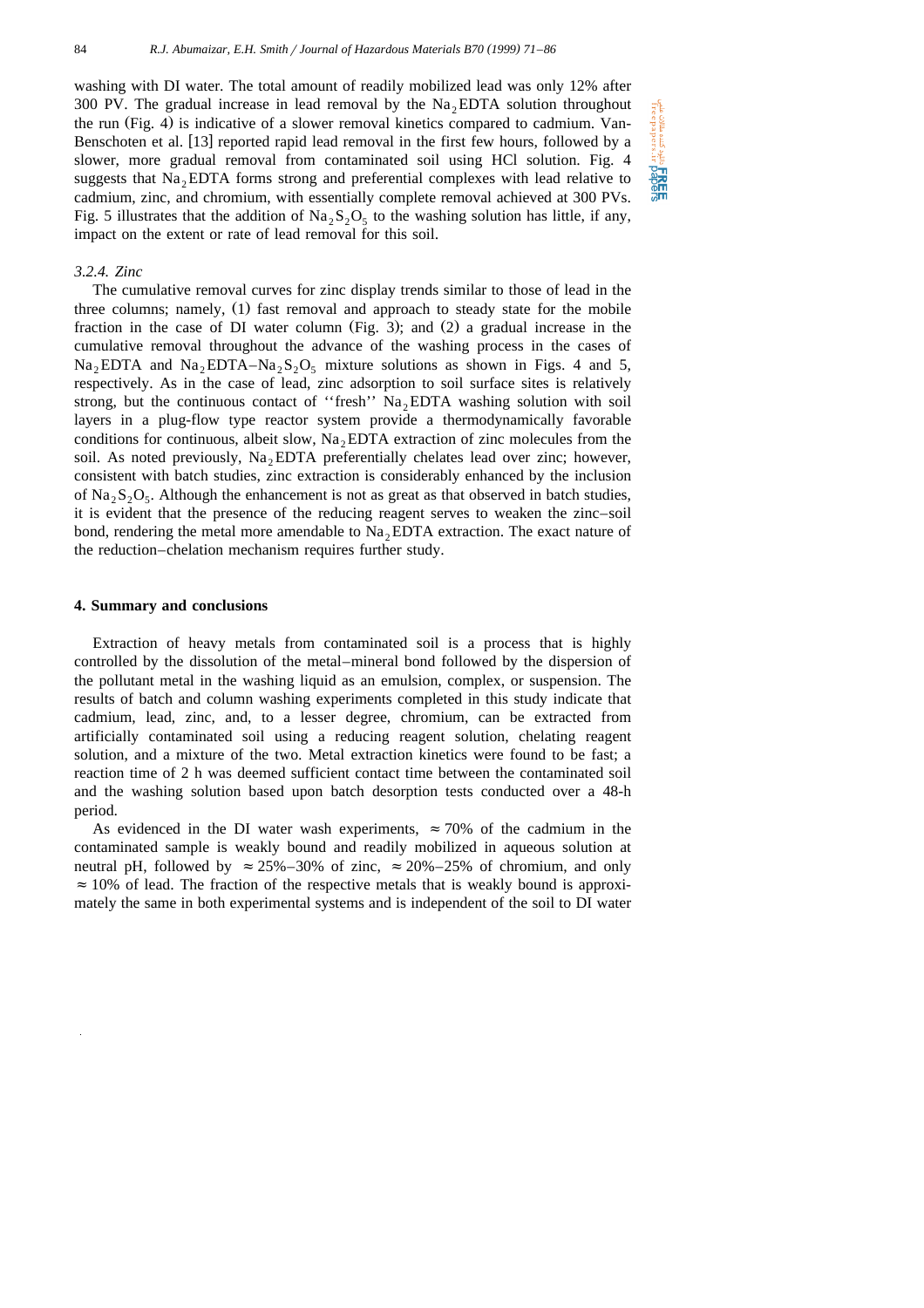washing with DI water. The total amount of readily mobilized lead was only 12% after 300 PV. The gradual increase in lead removal by the $Na_2EDTA$ solution throughout the run (Fig. 4) is indicative of a slower removal kinetics compared to cadmium. Van-Benschoten et al. [13] reported rapid lead removal in the first few hours, followed by a slower, more gradual removal from contaminated soil using HCl solution. Fig. 4 suggests that $Na_2EDTA$ forms strong and preferential complexes with lead relative to cadmium, zinc, and chromium, with essentially complete removal achieved at 300 PVs. Fig. 5 illustrates that the addition of $Na_2S_2O_5$ to the washing solution has little, if any, impact on the extent or rate of lead removal for this soil.

### *3.2.4. Zinc*

The cumulative removal curves for zinc display trends similar to those of lead in the three columns; namely, (1) fast removal and approach to steady state for the mobile fraction in the case of DI water column (Fig. 3); and (2) a gradual increase in the cumulative removal throughout the advance of the washing process in the cases of $Na_2EDTA$ and $Na_2EDTA$–$Na_2S_2O_5$ mixture solutions as shown in Figs. 4 and 5, respectively. As in the case of lead, zinc adsorption to soil surface sites is relatively strong, but the continuous contact of ''fresh'' $Na_2EDTA$ washing solution with soil layers in a plug-flow type reactor system provide a thermodynamically favorable conditions for continuous, albeit slow, $Na_2EDTA$ extraction of zinc molecules from the soil. As noted previously, $Na_2EDTA$ preferentially chelates lead over zinc; however, consistent with batch studies, zinc extraction is considerably enhanced by the inclusion of $Na_2S_2O_5$. Although the enhancement is not as great as that observed in batch studies, it is evident that the presence of the reducing reagent serves to weaken the zinc–soil bond, rendering the metal more amendable to $Na_2EDTA$ extraction. The exact nature of the reduction–chelation mechanism requires further study.

## **4. Summary and conclusions**

Extraction of heavy metals from contaminated soil is a process that is highly controlled by the dissolution of the metal–mineral bond followed by the dispersion of the pollutant metal in the washing liquid as an emulsion, complex, or suspension. The results of batch and column washing experiments completed in this study indicate that cadmium, lead, zinc, and, to a lesser degree, chromium, can be extracted from artificially contaminated soil using a reducing reagent solution, chelating reagent solution, and a mixture of the two. Metal extraction kinetics were found to be fast; a reaction time of 2 h was deemed sufficient contact time between the contaminated soil and the washing solution based upon batch desorption tests conducted over a 48-h period.

As evidenced in the DI water wash experiments, $\approx 70\%$ of the cadmium in the contaminated sample is weakly bound and readily mobilized in aqueous solution at neutral pH, followed by $\approx 25\%$–$30\%$ of zinc, $\approx 20\%$–$25\%$ of chromium, and only $\approx 10\%$ of lead. The fraction of the respective metals that is weakly bound is approximately the same in both experimental systems and is independent of the soil to DI water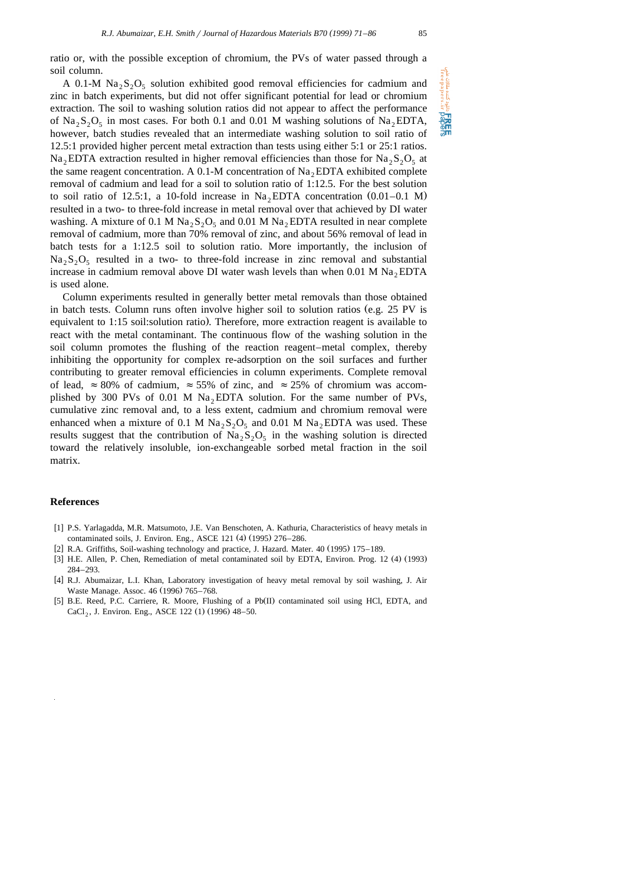ratio or, with the possible exception of chromium, the PVs of water passed through a soil column.

A 0.1-M $Na_2S_2O_5$ solution exhibited good removal efficiencies for cadmium and zinc in batch experiments, but did not offer significant potential for lead or chromium extraction. The soil to washing solution ratios did not appear to affect the performance of $Na_2S_2O_5$ in most cases. For both 0.1 and 0.01 M washing solutions of $Na_2EDTA$, however, batch studies revealed that an intermediate washing solution to soil ratio of 12.5:1 provided higher percent metal extraction than tests using either 5:1 or 25:1 ratios. $Na_2EDTA$ extraction resulted in higher removal efficiencies than those for $Na_2S_2O_5$ at the same reagent concentration. A 0.1-M concentration of $Na_2EDTA$ exhibited complete removal of cadmium and lead for a soil to solution ratio of 1:12.5. For the best solution to soil ratio of 12.5:1, a 10-fold increase in $Na_2EDTA$ concentration (0.01–0.1 M) resulted in a two- to three-fold increase in metal removal over that achieved by DI water washing. A mixture of 0.1 M $Na_2S_2O_5$ and 0.01 M $Na_2EDTA$ resulted in near complete removal of cadmium, more than 70% removal of zinc, and about 56% removal of lead in batch tests for a 1:12.5 soil to solution ratio. More importantly, the inclusion of $Na_2S_2O_5$ resulted in a two- to three-fold increase in zinc removal and substantial increase in cadmium removal above DI water wash levels than when 0.01 M $Na_2EDTA$ is used alone.

Column experiments resulted in generally better metal removals than those obtained in batch tests. Column runs often involve higher soil to solution ratios (e.g. 25 PV is equivalent to 1:15 soil:solution ratio). Therefore, more extraction reagent is available to react with the metal contaminant. The continuous flow of the washing solution in the soil column promotes the flushing of the reaction reagent–metal complex, thereby inhibiting the opportunity for complex re-adsorption on the soil surfaces and further contributing to greater removal efficiencies in column experiments. Complete removal of lead, $\approx 80\%$ of cadmium, $\approx 55\%$ of zinc, and $\approx 25\%$ of chromium was accomplished by 300 PVs of 0.01 M $Na_2EDTA$ solution. For the same number of PVs, cumulative zinc removal and, to a less extent, cadmium and chromium removal were enhanced when a mixture of 0.1 M $Na_2S_2O_5$ and 0.01 M $Na_2EDTA$ was used. These results suggest that the contribution of $Na_2S_2O_5$ in the washing solution is directed toward the relatively insoluble, ion-exchangeable sorbed metal fraction in the soil matrix.

## References

[1] P.S. Yarlagadda, M.R. Matsumoto, J.E. Van Benschoten, A. Kathuria, Characteristics of heavy metals in contaminated soils, J. Environ. Eng., ASCE 121 (4) (1995) 276–286.

[2] R.A. Griffiths, Soil-washing technology and practice, J. Hazard. Mater. 40 (1995) 175–189.

[3] H.E. Allen, P. Chen, Remediation of metal contaminated soil by EDTA, Environ. Prog. 12 (4) (1993) 284–293.

[4] R.J. Abumaizar, L.I. Khan, Laboratory investigation of heavy metal removal by soil washing, J. Air Waste Manage. Assoc. 46 (1996) 765–768.

[5] B.E. Reed, P.C. Carriere, R. Moore, Flushing of a Pb(II) contaminated soil using HCl, EDTA, and $CaCl_2$, J. Environ. Eng., ASCE 122 (1) (1996) 48–50.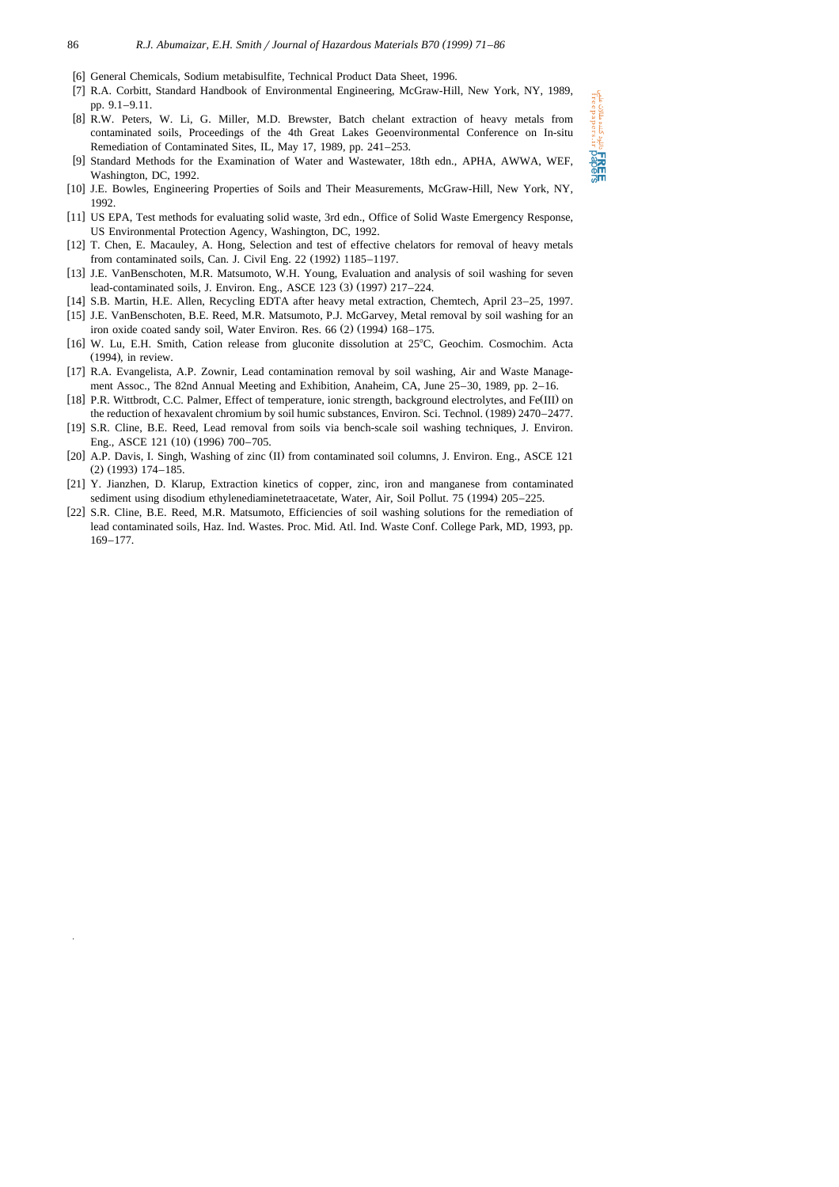[6] General Chemicals, Sodium metabisulfite, Technical Product Data Sheet, 1996.

[7] R.A. Corbitt, Standard Handbook of Environmental Engineering, McGraw-Hill, New York, NY, 1989, pp. 9.1–9.11.

[8] R.W. Peters, W. Li, G. Miller, M.D. Brewster, Batch chelant extraction of heavy metals from contaminated soils, Proceedings of the 4th Great Lakes Geoenvironmental Conference on In-situ Remediation of Contaminated Sites, IL, May 17, 1989, pp. 241–253.

[9] Standard Methods for the Examination of Water and Wastewater, 18th edn., APHA, AWWA, WEF, Washington, DC, 1992.

[10] J.E. Bowles, Engineering Properties of Soils and Their Measurements, McGraw-Hill, New York, NY, 1992.

[11] US EPA, Test methods for evaluating solid waste, 3rd edn., Office of Solid Waste Emergency Response, US Environmental Protection Agency, Washington, DC, 1992.

[12] T. Chen, E. Macauley, A. Hong, Selection and test of effective chelators for removal of heavy metals from contaminated soils, Can. J. Civil Eng. 22 (1992) 1185–1197.

[13] J.E. VanBenschoten, M.R. Matsumoto, W.H. Young, Evaluation and analysis of soil washing for seven lead-contaminated soils, J. Environ. Eng., ASCE 123 (3) (1997) 217–224.

[14] S.B. Martin, H.E. Allen, Recycling EDTA after heavy metal extraction, Chemtech, April 23–25, 1997.

[15] J.E. VanBenschoten, B.E. Reed, M.R. Matsumoto, P.J. McGarvey, Metal removal by soil washing for an iron oxide coated sandy soil, Water Environ. Res. 66 (2) (1994) 168–175.

[16] W. Lu, E.H. Smith, Cation release from gluconite dissolution at 25°C, Geochim. Cosmochim. Acta (1994), in review.

[17] R.A. Evangelista, A.P. Zownir, Lead contamination removal by soil washing, Air and Waste Management Assoc., The 82nd Annual Meeting and Exhibition, Anaheim, CA, June 25–30, 1989, pp. 2–16.

[18] P.R. Wittbrodt, C.C. Palmer, Effect of temperature, ionic strength, background electrolytes, and Fe(III) on the reduction of hexavalent chromium by soil humic substances, Environ. Sci. Technol. (1989) 2470–2477.

[19] S.R. Cline, B.E. Reed, Lead removal from soils via bench-scale soil washing techniques, J. Environ. Eng., ASCE 121 (10) (1996) 700–705.

[20] A.P. Davis, I. Singh, Washing of zinc (II) from contaminated soil columns, J. Environ. Eng., ASCE 121 (2) (1993) 174–185.

[21] Y. Jianzhen, D. Klarup, Extraction kinetics of copper, zinc, iron and manganese from contaminated sediment using disodium ethylenediaminetetraacetate, Water, Air, Soil Pollut. 75 (1994) 205–225.

[22] S.R. Cline, B.E. Reed, M.R. Matsumoto, Efficiencies of soil washing solutions for the remediation of lead contaminated soils, Haz. Ind. Wastes. Proc. Mid. Atl. Ind. Waste Conf. College Park, MD, 1993, pp. 169–177.